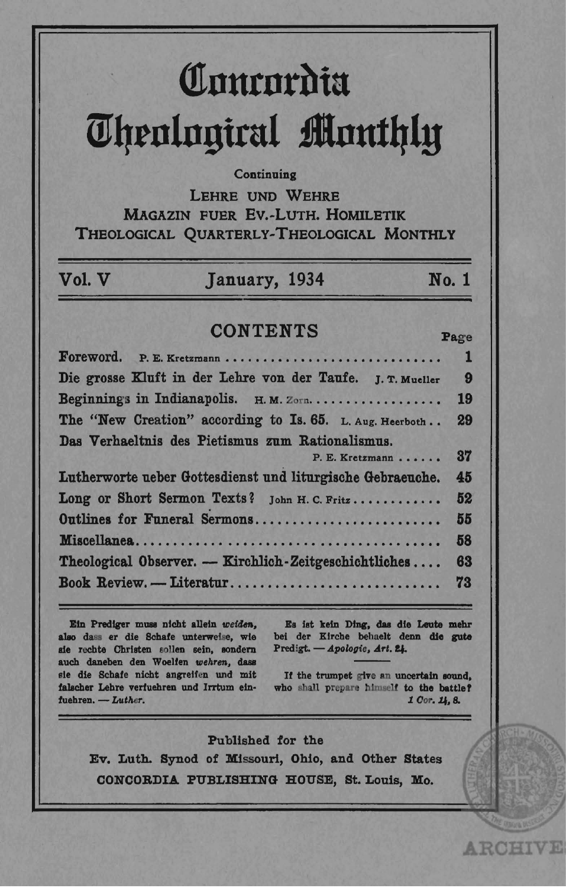# Concordia Theological Monthly

Continuing

LEHRE UND WEHRE
MAGAZIN FUER EV.-LUTH. HOMILETIK
THEOLOGICAL QUARTERLY-THEOLOGICAL MONTHLY

Vol. V — January, 1934 — No. 1

## CONTENTS

| | Page |
|---|---|
| Foreword. P. E. Kretzmann | 1 |
| Die grosse Kluft in der Lehre von der Taufe. J. T. Mueller | 9 |
| Beginnings in Indianapolis. H. M. Zorn | 19 |
| The "New Creation" according to Is. 65. L. Aug. Heerboth | 29 |
| Das Verhaeltnis des Pietismus zum Rationalismus. P. E. Kretzmann | 37 |
| Lutherworte ueber Gottesdienst und liturgische Gebraeuche. | 45 |
| Long or Short Sermon Texts? John H. C. Fritz | 52 |
| Outlines for Funeral Sermons | 55 |
| Miscellanea | 58 |
| Theological Observer. — Kirchlich-Zeitgeschichtliches | 63 |
| Book Review. — Literatur | 73 |

Ein Prediger muss nicht allein *weiden*, also dass er die Schafe unterweise, wie sie rechte Christen sollen sein, sondern auch daneben den Woelfen *wehren*, dass sie die Schafe nicht angreifen und mit falscher Lehre verfuehren und Irrtum einfuehren. — *Luther.*

Es ist kein Ding, das die Leute mehr bei der Kirche behaelt denn die gute Predigt. — *Apologie, Art. 24.*

If the trumpet give an uncertain sound, who shall prepare himself to the battle? *1 Cor. 14, 8.*

Published for the
Ev. Luth. Synod of Missouri, Ohio, and Other States
CONCORDIA PUBLISHING HOUSE, St. Louis, Mo.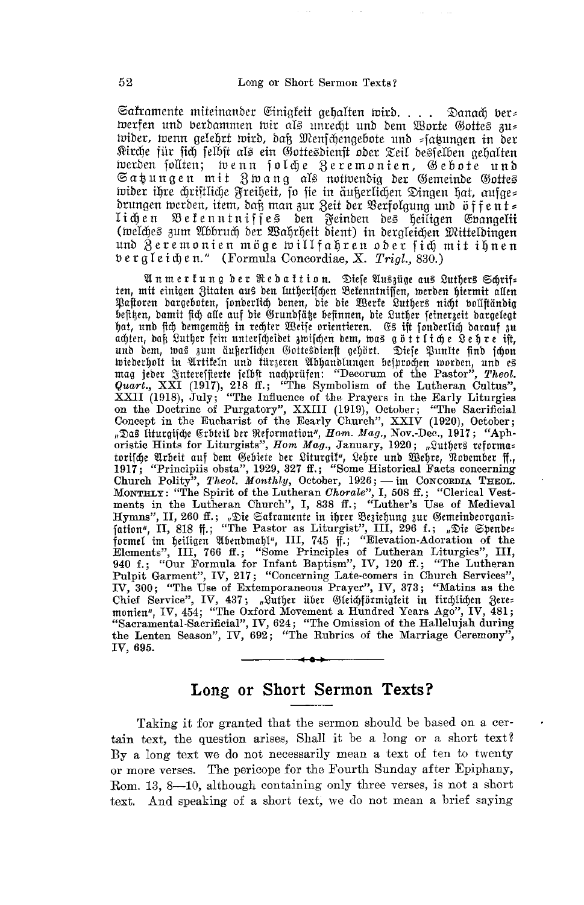Sakramente miteinander Einigkeit gehalten wird. . . . Danach verwerfen und verdammen wir als unrecht und dem Worte Gottes zuwider, wenn gelehrt wird, daß Menschengebote und -satzungen in der Kirche für sich selbst als ein Gottesdienst oder Teil desselben gehalten werden sollten; wenn solche Zeremonien, Gebote und Satzungen mit Zwang als notwendig der Gemeinde Gottes wider ihre christliche Freiheit, so sie in äußerlichen Dingen hat, aufgedrungen werden, item, daß man zur Zeit der Verfolgung und öffentlichen Bekenntnisses den Feinden des heiligen Evangelii (welches zum Abbruch der Wahrheit dient) in dergleichen Mitteldingen und Zeremonien möge willfahren oder sich mit ihnen vergleichen." (Formula Concordiae, X. *Trigl.*, 830.)

Anmerkung der Redaktion. Diese Auszüge aus Luthers Schriften, mit einigen Zitaten aus den lutherischen Bekenntnissen, werden hiermit allen Pastoren dargeboten, sonderlich denen, die die Werke Luthers nicht vollständig besitzen, damit sich alle auf die Grundsätze besinnen, die Luther seinerzeit dargelegt hat, und sich demgemäß in rechter Weise orientieren. Es ist sonderlich darauf zu achten, daß Luther fein unterscheidet zwischen dem, was göttliche Lehre ist, und dem, was zum äußerlichen Gottesdienst gehört. Diese Punkte sind schon wiederholt in Artikeln und kürzeren Abhandlungen besprochen worden, und es mag jeder Interessierte selbst nachprüfen: "Decorum of the Pastor", *Theol. Quart.*, XXI (1917), 218 ff.; "The Symbolism of the Lutheran Cultus", XXII (1918), July; "The Influence of the Prayers in the Early Liturgies on the Doctrine of Purgatory", XXIII (1919), October; "The Sacrificial Concept in the Eucharist of the Eearly Church", XXIV (1920), October; „Das liturgische Erbteil der Reformation", *Hom. Mag.*, Nov.-Dec., 1917; "Aphoristic Hints for Liturgists", *Hom Mag.*, January, 1920; „Luthers reformatorische Arbeit auf dem Gebiete der Liturgik", Lehre und Wehre, November ff., 1917; "Principiis obsta", 1929, 327 ff.; "Some Historical Facts concerning Church Polity", *Theol. Monthly*, October, 1926; — im CONCORDIA THEOL. MONTHLY: "The Spirit of the Lutheran *Chorale*", I, 508 ff.; "Clerical Vestments in the Lutheran Church", I, 838 ff.; "Luther's Use of Medieval Hymns", II, 260 ff.; „Die Sakramente in ihrer Beziehung zur Gemeindeorganisation", II, 818 ff.; "The Pastor as Liturgist", III, 296 f.; „Die Spendeformel im heiligen Abendmahl", III, 745 ff.; "Elevation-Adoration of the Elements", III, 766 ff.; "Some Principles of Lutheran Liturgics", III, 940 f.; "Our Formula for Infant Baptism", IV, 120 ff.; "The Lutheran Pulpit Garment", IV, 217; "Concerning Late-comers in Church Services", IV, 300; "The Use of Extemporaneous Prayer", IV, 373; "Matins as the Chief Service", IV, 437; „Luther über Gleichförmigkeit in kirchlichen Zeremonien", IV, 454; "The Oxford Movement a Hundred Years Ago", IV, 481; "Sacramental-Sacrificial", IV, 624; "The Omission of the Hallelujah during the Lenten Season", IV, 692; "The Rubrics of the Marriage Ceremony", IV, 695.

---

## Long or Short Sermon Texts?

Taking it for granted that the sermon should be based on a certain text, the question arises, Shall it be a long or a short text? By a long text we do not necessarily mean a text of ten to twenty or more verses. The pericope for the Fourth Sunday after Epiphany, Rom. 13, 8—10, although containing only three verses, is not a short text. And speaking of a short text, we do not mean a brief saying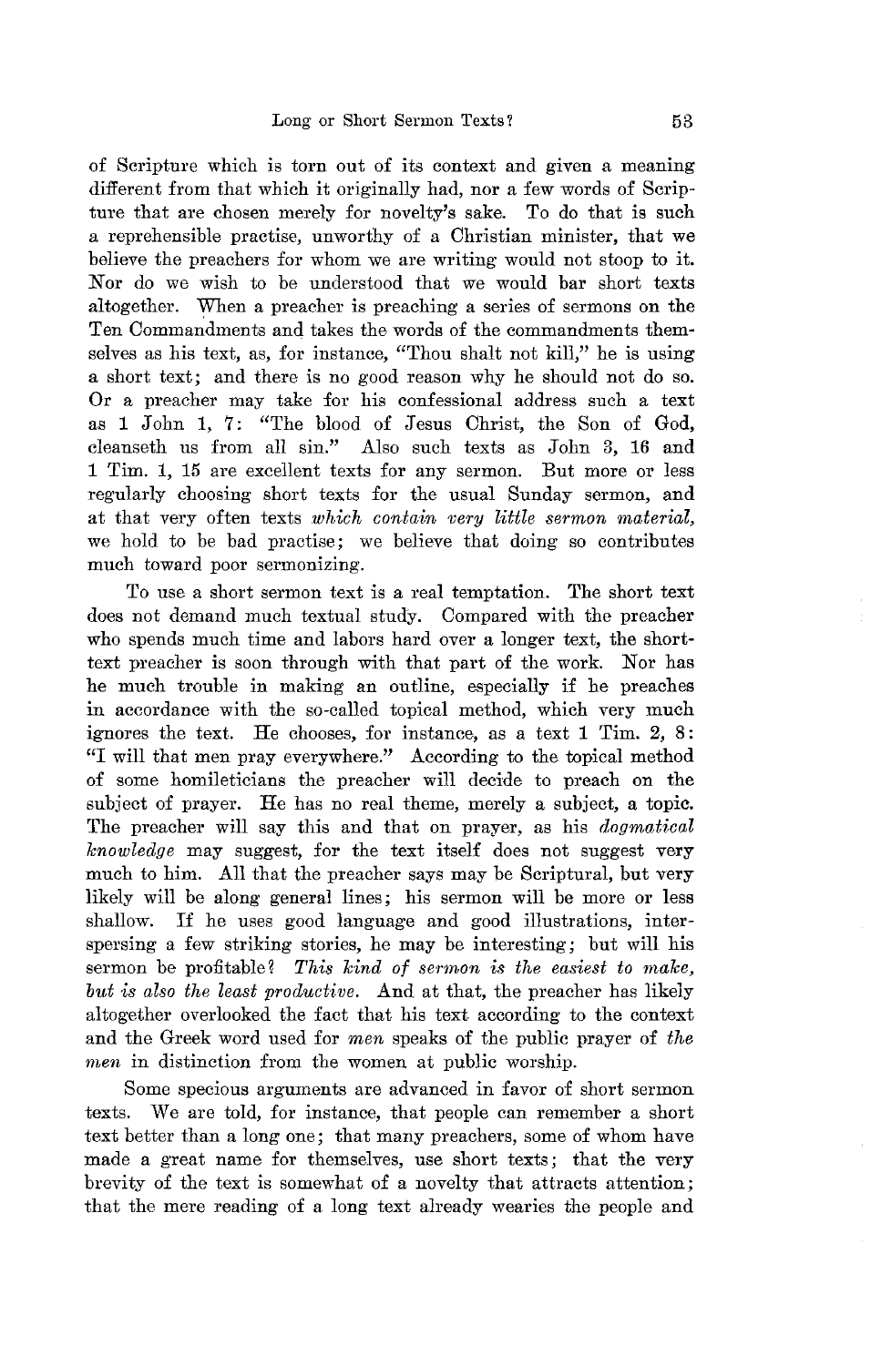of Scripture which is torn out of its context and given a meaning different from that which it originally had, nor a few words of Scripture that are chosen merely for novelty's sake. To do that is such a reprehensible practise, unworthy of a Christian minister, that we believe the preachers for whom we are writing would not stoop to it. Nor do we wish to be understood that we would bar short texts altogether. When a preacher is preaching a series of sermons on the Ten Commandments and takes the words of the commandments themselves as his text, as, for instance, "Thou shalt not kill," he is using a short text; and there is no good reason why he should not do so. Or a preacher may take for his confessional address such a text as 1 John 1, 7: "The blood of Jesus Christ, the Son of God, cleanseth us from all sin." Also such texts as John 3, 16 and 1 Tim. 1, 15 are excellent texts for any sermon. But more or less regularly choosing short texts for the usual Sunday sermon, and at that very often texts *which contain very little sermon material,* we hold to be bad practise; we believe that doing so contributes much toward poor sermonizing.

To use a short sermon text is a real temptation. The short text does not demand much textual study. Compared with the preacher who spends much time and labors hard over a longer text, the short-text preacher is soon through with that part of the work. Nor has he much trouble in making an outline, especially if he preaches in accordance with the so-called topical method, which very much ignores the text. He chooses, for instance, as a text 1 Tim. 2, 8: "I will that men pray everywhere." According to the topical method of some homileticians the preacher will decide to preach on the subject of prayer. He has no real theme, merely a subject, a topic. The preacher will say this and that on prayer, as his *dogmatical knowledge* may suggest, for the text itself does not suggest very much to him. All that the preacher says may be Scriptural, but very likely will be along general lines; his sermon will be more or less shallow. If he uses good language and good illustrations, interspersing a few striking stories, he may be interesting; but will his sermon be profitable? *This kind of sermon is the easiest to make, but is also the least productive.* And at that, the preacher has likely altogether overlooked the fact that his text according to the context and the Greek word used for *men* speaks of the public prayer of *the men* in distinction from the women at public worship.

Some specious arguments are advanced in favor of short sermon texts. We are told, for instance, that people can remember a short text better than a long one; that many preachers, some of whom have made a great name for themselves, use short texts; that the very brevity of the text is somewhat of a novelty that attracts attention; that the mere reading of a long text already wearies the people and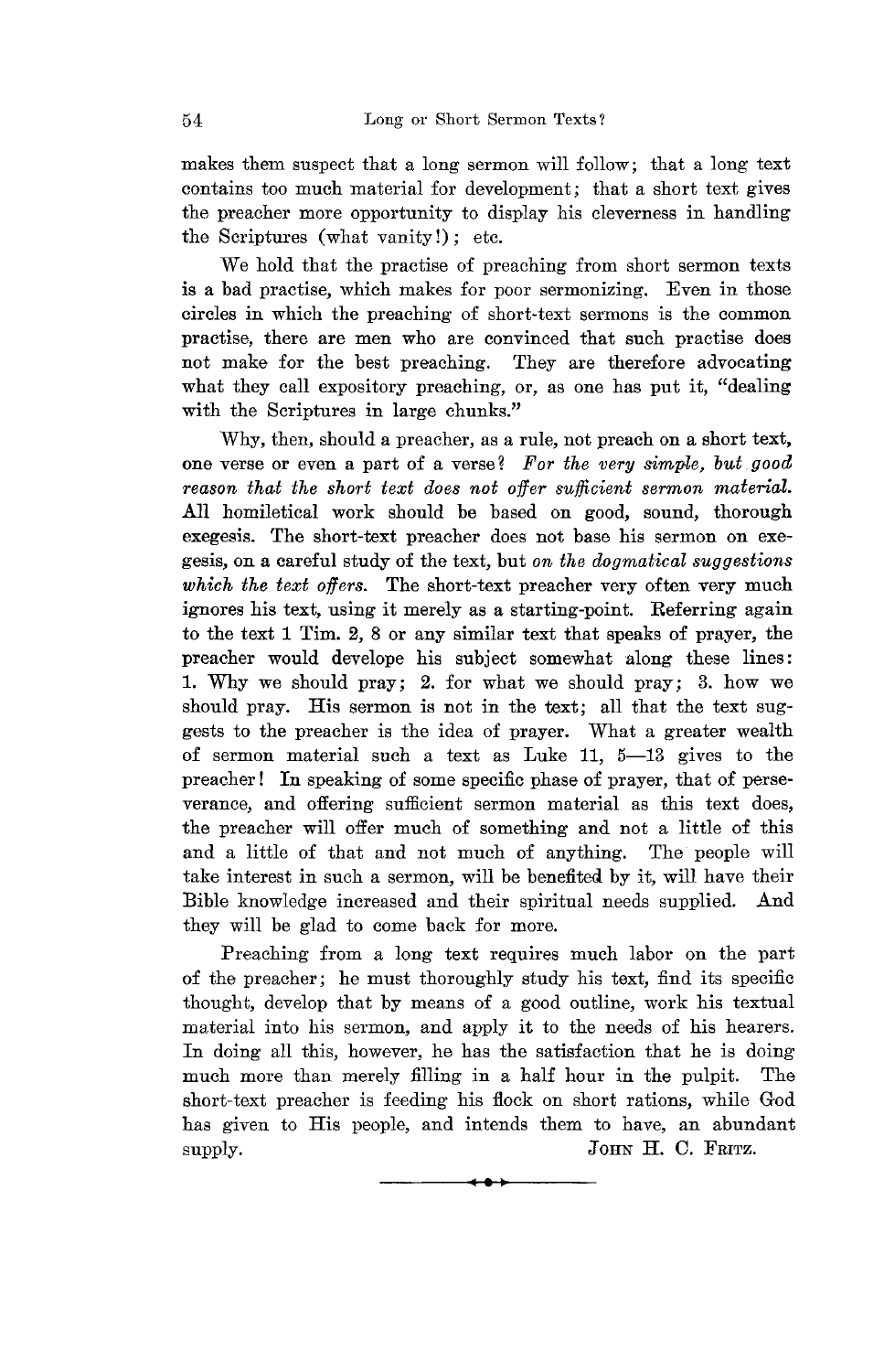makes them suspect that a long sermon will follow; that a long text contains too much material for development; that a short text gives the preacher more opportunity to display his cleverness in handling the Scriptures (what vanity!); etc.

We hold that the practise of preaching from short sermon texts is a bad practise, which makes for poor sermonizing. Even in those circles in which the preaching of short-text sermons is the common practise, there are men who are convinced that such practise does not make for the best preaching. They are therefore advocating what they call expository preaching, or, as one has put it, "dealing with the Scriptures in large chunks."

Why, then, should a preacher, as a rule, not preach on a short text, one verse or even a part of a verse? *For the very simple, but good reason that the short text does not offer sufficient sermon material.* All homiletical work should be based on good, sound, thorough exegesis. The short-text preacher does not base his sermon on exegesis, on a careful study of the text, but *on the dogmatical suggestions which the text offers.* The short-text preacher very often very much ignores his text, using it merely as a starting-point. Referring again to the text 1 Tim. 2, 8 or any similar text that speaks of prayer, the preacher would develope his subject somewhat along these lines: 1. Why we should pray; 2. for what we should pray; 3. how we should pray. His sermon is not in the text; all that the text suggests to the preacher is the idea of prayer. What a greater wealth of sermon material such a text as Luke 11, 5—13 gives to the preacher! In speaking of some specific phase of prayer, that of perseverance, and offering sufficient sermon material as this text does, the preacher will offer much of something and not a little of this and a little of that and not much of anything. The people will take interest in such a sermon, will be benefited by it, will have their Bible knowledge increased and their spiritual needs supplied. And they will be glad to come back for more.

Preaching from a long text requires much labor on the part of the preacher; he must thoroughly study his text, find its specific thought, develop that by means of a good outline, work his textual material into his sermon, and apply it to the needs of his hearers. In doing all this, however, he has the satisfaction that he is doing much more than merely filling in a half hour in the pulpit. The short-text preacher is feeding his flock on short rations, while God has given to His people, and intends them to have, an abundant supply.

JOHN H. C. FRITZ.